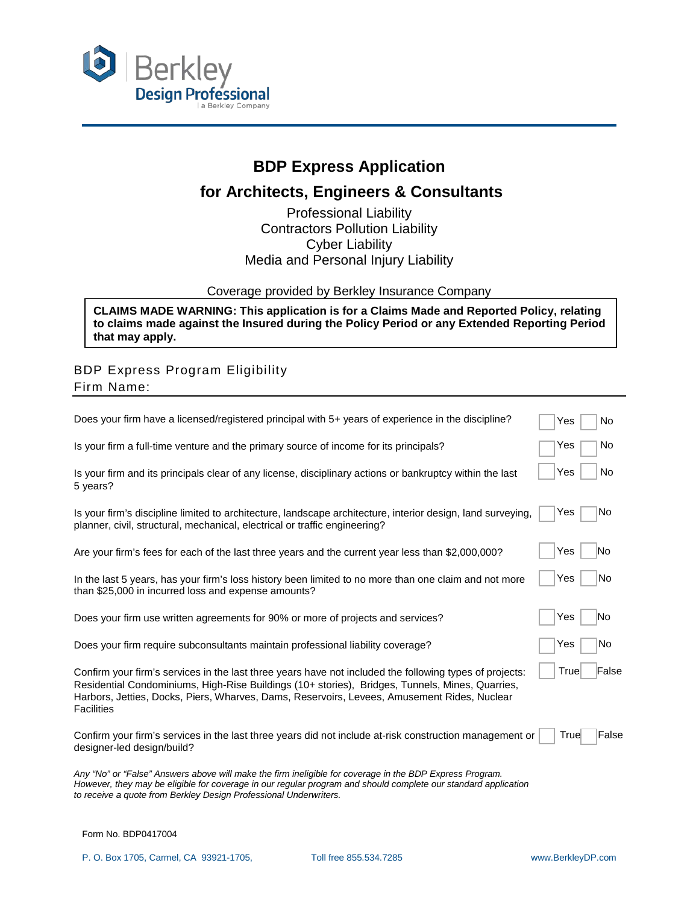Berkley Design Professional
a Berkley Company

# BDP Express Application

## for Architects, Engineers & Consultants

Professional Liability
Contractors Pollution Liability
Cyber Liability
Media and Personal Injury Liability

Coverage provided by Berkley Insurance Company

**CLAIMS MADE WARNING: This application is for a Claims Made and Reported Policy, relating to claims made against the Insured during the Policy Period or any Extended Reporting Period that may apply.**

### BDP Express Program Eligibility

Firm Name:

| Question | Answer |
|---|---|
| Does your firm have a licensed/registered principal with 5+ years of experience in the discipline? | ☐ Yes ☐ No |
| Is your firm a full-time venture and the primary source of income for its principals? | ☐ Yes ☐ No |
| Is your firm and its principals clear of any license, disciplinary actions or bankruptcy within the last 5 years? | ☐ Yes ☐ No |
| Is your firm's discipline limited to architecture, landscape architecture, interior design, land surveying, planner, civil, structural, mechanical, electrical or traffic engineering? | ☐ Yes ☐ No |
| Are your firm's fees for each of the last three years and the current year less than $2,000,000? | ☐ Yes ☐ No |
| In the last 5 years, has your firm's loss history been limited to no more than one claim and not more than $25,000 in incurred loss and expense amounts? | ☐ Yes ☐ No |
| Does your firm use written agreements for 90% or more of projects and services? | ☐ Yes ☐ No |
| Does your firm require subconsultants maintain professional liability coverage? | ☐ Yes ☐ No |
| Confirm your firm's services in the last three years have not included the following types of projects: Residential Condominiums, High-Rise Buildings (10+ stories), Bridges, Tunnels, Mines, Quarries, Harbors, Jetties, Docks, Piers, Wharves, Dams, Reservoirs, Levees, Amusement Rides, Nuclear Facilities | ☐ True ☐ False |
| Confirm your firm's services in the last three years did not include at-risk construction management or designer-led design/build? | ☐ True ☐ False |

*Any "No" or "False" Answers above will make the firm ineligible for coverage in the BDP Express Program. However, they may be eligible for coverage in our regular program and should complete our standard application to receive a quote from Berkley Design Professional Underwriters.*

Form No. BDP0417004

P. O. Box 1705, Carmel, CA 93921-1705, Toll free 855.534.7285 www.BerkleyDP.com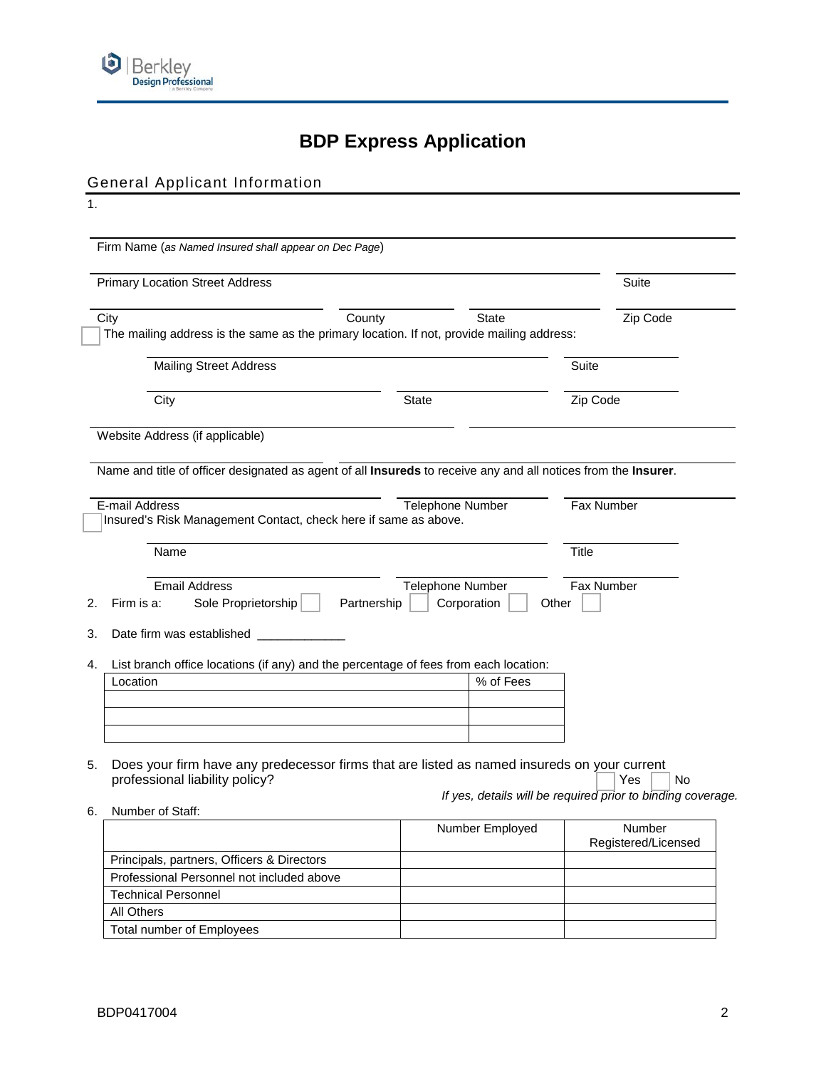# BDP Express Application

## General Applicant Information

1.

______________________________________________________________________
Firm Name (*as Named Insured shall appear on Dec Page*)

______________________________________________________________________
Primary Location Street Address | Suite

______________________________________________________________________
City | County | State | Zip Code

☐ The mailing address is the same as the primary location. If not, provide mailing address:

______________________________________________________________________
Mailing Street Address | Suite

______________________________________________________________________
City | State | Zip Code

______________________________________________________________________
Website Address (if applicable)

______________________________________________________________________
Name and title of officer designated as agent of all **Insureds** to receive any and all notices from the **Insurer**.

______________________________________________________________________
E-mail Address | Telephone Number | Fax Number

☐ Insured's Risk Management Contact, check here if same as above.

______________________________________________________________________
Name | Title

______________________________________________________________________
Email Address | Telephone Number | Fax Number

2. Firm is a: Sole Proprietorship ☐ Partnership ☐ Corporation ☐ Other ☐

3. Date firm was established _____________

4. List branch office locations (if any) and the percentage of fees from each location:

| Location | % of Fees |
|---|---|
| | |
| | |
| | |

5. Does your firm have any predecessor firms that are listed as named insureds on your current professional liability policy? ☐ Yes ☐ No

   *If yes, details will be required prior to binding coverage.*

6. Number of Staff:

| | Number Employed | Number Registered/Licensed |
|---|---|---|
| Principals, partners, Officers & Directors | | |
| Professional Personnel not included above | | |
| Technical Personnel | | |
| All Others | | |
| Total number of Employees | | |

BDP0417004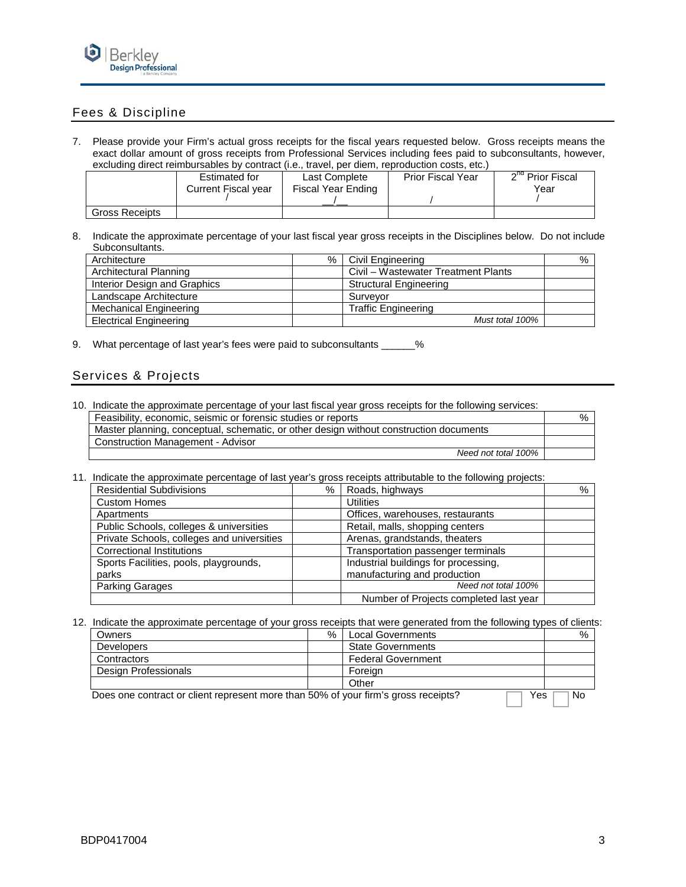## Fees & Discipline

7. Please provide your Firm's actual gross receipts for the fiscal years requested below. Gross receipts means the exact dollar amount of gross receipts from Professional Services including fees paid to subconsultants, however, excluding direct reimbursables by contract (i.e., travel, per diem, reproduction costs, etc.)

| | Estimated for Current Fiscal year / | Last Complete Fiscal Year Ending __/__ | Prior Fiscal Year / | 2nd Prior Fiscal Year / |
|---|---|---|---|---|
| Gross Receipts | | | | |

8. Indicate the approximate percentage of your last fiscal year gross receipts in the Disciplines below. Do not include Subconsultants.

| Architecture | % | Civil Engineering | % |
|---|---|---|---|
| Architectural Planning | | Civil – Wastewater Treatment Plants | |
| Interior Design and Graphics | | Structural Engineering | |
| Landscape Architecture | | Surveyor | |
| Mechanical Engineering | | Traffic Engineering | |
| Electrical Engineering | | *Must total 100%* | |

9. What percentage of last year's fees were paid to subconsultants ______%

## Services & Projects

10. Indicate the approximate percentage of your last fiscal year gross receipts for the following services:

| Feasibility, economic, seismic or forensic studies or reports | % |
|---|---|
| Master planning, conceptual, schematic, or other design without construction documents | |
| Construction Management - Advisor | |
| *Need not total 100%* | |

11. Indicate the approximate percentage of last year's gross receipts attributable to the following projects:

| Residential Subdivisions | % | Roads, highways | % |
|---|---|---|---|
| Custom Homes | | Utilities | |
| Apartments | | Offices, warehouses, restaurants | |
| Public Schools, colleges & universities | | Retail, malls, shopping centers | |
| Private Schools, colleges and universities | | Arenas, grandstands, theaters | |
| Correctional Institutions | | Transportation passenger terminals | |
| Sports Facilities, pools, playgrounds, parks | | Industrial buildings for processing, manufacturing and production | |
| Parking Garages | | *Need not total 100%* | |
| | | Number of Projects completed last year | |

12. Indicate the approximate percentage of your gross receipts that were generated from the following types of clients:

| Owners | % | Local Governments | % |
|---|---|---|---|
| Developers | | State Governments | |
| Contractors | | Federal Government | |
| Design Professionals | | Foreign | |
| | | Other | |

Does one contract or client represent more than 50% of your firm's gross receipts? ☐ Yes ☐ No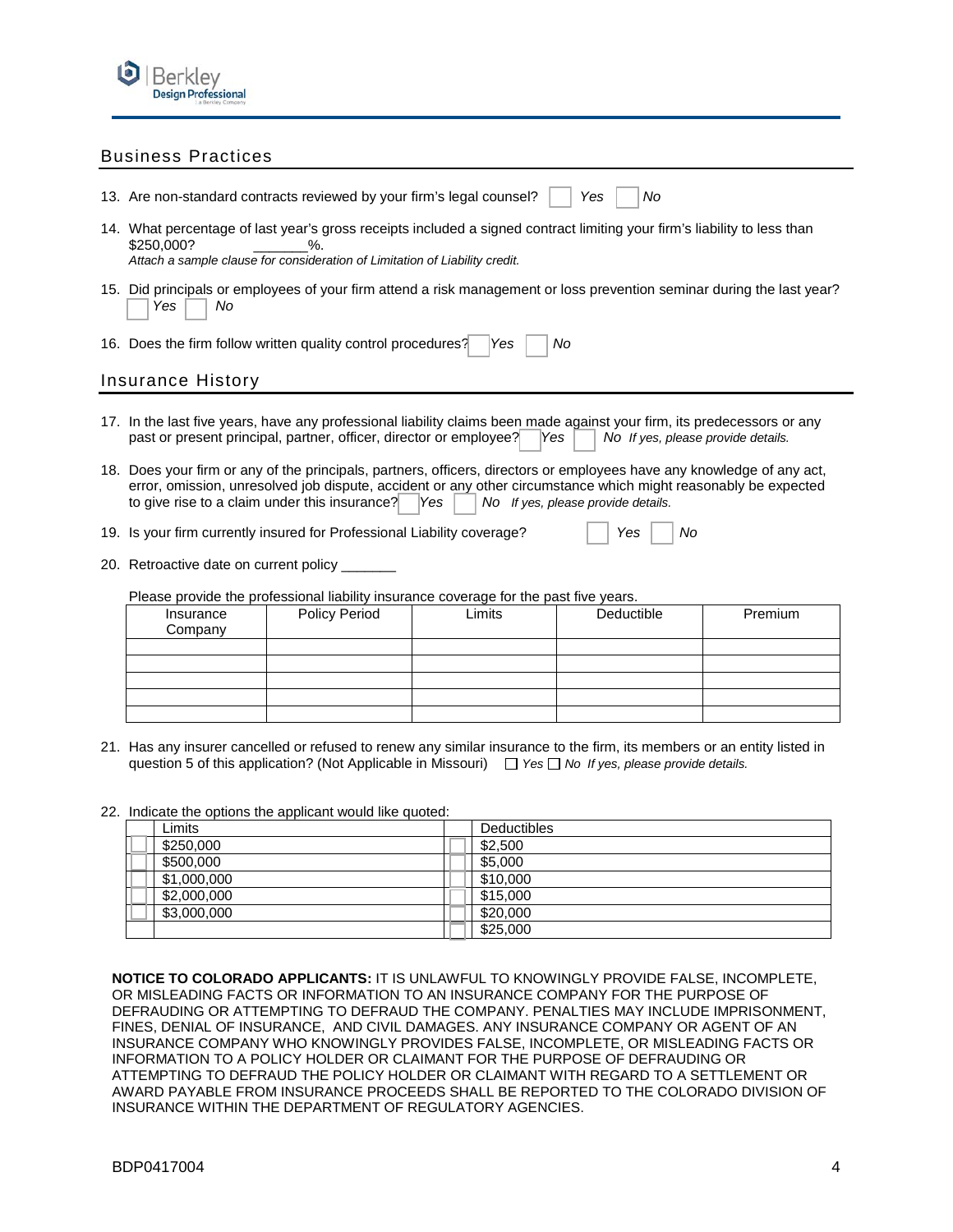## Business Practices

13. Are non-standard contracts reviewed by your firm's legal counsel? ☐ *Yes* ☐ *No*

14. What percentage of last year's gross receipts included a signed contract limiting your firm's liability to less than $250,000? _______%.
    *Attach a sample clause for consideration of Limitation of Liability credit.*

15. Did principals or employees of your firm attend a risk management or loss prevention seminar during the last year? ☐ *Yes* ☐ *No*

16. Does the firm follow written quality control procedures? ☐ *Yes* ☐ *No*

## Insurance History

17. In the last five years, have any professional liability claims been made against your firm, its predecessors or any past or present principal, partner, officer, director or employee? ☐ *Yes* ☐ *No If yes, please provide details.*

18. Does your firm or any of the principals, partners, officers, directors or employees have any knowledge of any act, error, omission, unresolved job dispute, accident or any other circumstance which might reasonably be expected to give rise to a claim under this insurance? ☐ *Yes* ☐ *No If yes, please provide details.*

19. Is your firm currently insured for Professional Liability coverage? ☐ *Yes* ☐ *No*

20. Retroactive date on current policy _______

    Please provide the professional liability insurance coverage for the past five years.

| Insurance Company | Policy Period | Limits | Deductible | Premium |
|---|---|---|---|---|
| | | | | |
| | | | | |
| | | | | |
| | | | | |
| | | | | |

21. Has any insurer cancelled or refused to renew any similar insurance to the firm, its members or an entity listed in question 5 of this application? (Not Applicable in Missouri) ☐ *Yes* ☐ *No If yes, please provide details.*

22. Indicate the options the applicant would like quoted:

| | Limits | | Deductibles |
|---|---|---|---|
| ☐ | $250,000 | ☐ | $2,500 |
| ☐ | $500,000 | ☐ | $5,000 |
| ☐ | $1,000,000 | ☐ | $10,000 |
| ☐ | $2,000,000 | ☐ | $15,000 |
| ☐ | $3,000,000 | ☐ | $20,000 |
| | | ☐ | $25,000 |

**NOTICE TO COLORADO APPLICANTS:** IT IS UNLAWFUL TO KNOWINGLY PROVIDE FALSE, INCOMPLETE, OR MISLEADING FACTS OR INFORMATION TO AN INSURANCE COMPANY FOR THE PURPOSE OF DEFRAUDING OR ATTEMPTING TO DEFRAUD THE COMPANY. PENALTIES MAY INCLUDE IMPRISONMENT, FINES, DENIAL OF INSURANCE, AND CIVIL DAMAGES. ANY INSURANCE COMPANY OR AGENT OF AN INSURANCE COMPANY WHO KNOWINGLY PROVIDES FALSE, INCOMPLETE, OR MISLEADING FACTS OR INFORMATION TO A POLICY HOLDER OR CLAIMANT FOR THE PURPOSE OF DEFRAUDING OR ATTEMPTING TO DEFRAUD THE POLICY HOLDER OR CLAIMANT WITH REGARD TO A SETTLEMENT OR AWARD PAYABLE FROM INSURANCE PROCEEDS SHALL BE REPORTED TO THE COLORADO DIVISION OF INSURANCE WITHIN THE DEPARTMENT OF REGULATORY AGENCIES.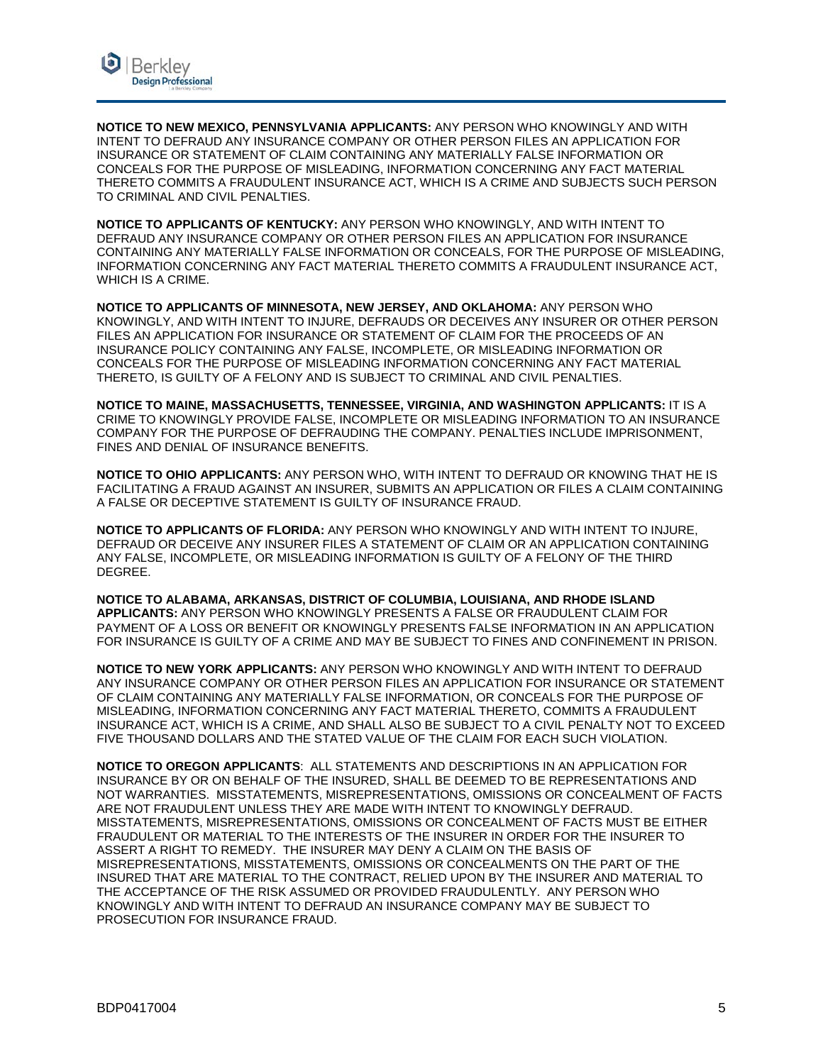**NOTICE TO NEW MEXICO, PENNSYLVANIA APPLICANTS:** ANY PERSON WHO KNOWINGLY AND WITH INTENT TO DEFRAUD ANY INSURANCE COMPANY OR OTHER PERSON FILES AN APPLICATION FOR INSURANCE OR STATEMENT OF CLAIM CONTAINING ANY MATERIALLY FALSE INFORMATION OR CONCEALS FOR THE PURPOSE OF MISLEADING, INFORMATION CONCERNING ANY FACT MATERIAL THERETO COMMITS A FRAUDULENT INSURANCE ACT, WHICH IS A CRIME AND SUBJECTS SUCH PERSON TO CRIMINAL AND CIVIL PENALTIES.

**NOTICE TO APPLICANTS OF KENTUCKY:** ANY PERSON WHO KNOWINGLY, AND WITH INTENT TO DEFRAUD ANY INSURANCE COMPANY OR OTHER PERSON FILES AN APPLICATION FOR INSURANCE CONTAINING ANY MATERIALLY FALSE INFORMATION OR CONCEALS, FOR THE PURPOSE OF MISLEADING, INFORMATION CONCERNING ANY FACT MATERIAL THERETO COMMITS A FRAUDULENT INSURANCE ACT, WHICH IS A CRIME.

**NOTICE TO APPLICANTS OF MINNESOTA, NEW JERSEY, AND OKLAHOMA:** ANY PERSON WHO KNOWINGLY, AND WITH INTENT TO INJURE, DEFRAUDS OR DECEIVES ANY INSURER OR OTHER PERSON FILES AN APPLICATION FOR INSURANCE OR STATEMENT OF CLAIM FOR THE PROCEEDS OF AN INSURANCE POLICY CONTAINING ANY FALSE, INCOMPLETE, OR MISLEADING INFORMATION OR CONCEALS FOR THE PURPOSE OF MISLEADING INFORMATION CONCERNING ANY FACT MATERIAL THERETO, IS GUILTY OF A FELONY AND IS SUBJECT TO CRIMINAL AND CIVIL PENALTIES.

**NOTICE TO MAINE, MASSACHUSETTS, TENNESSEE, VIRGINIA, AND WASHINGTON APPLICANTS:** IT IS A CRIME TO KNOWINGLY PROVIDE FALSE, INCOMPLETE OR MISLEADING INFORMATION TO AN INSURANCE COMPANY FOR THE PURPOSE OF DEFRAUDING THE COMPANY. PENALTIES INCLUDE IMPRISONMENT, FINES AND DENIAL OF INSURANCE BENEFITS.

**NOTICE TO OHIO APPLICANTS:** ANY PERSON WHO, WITH INTENT TO DEFRAUD OR KNOWING THAT HE IS FACILITATING A FRAUD AGAINST AN INSURER, SUBMITS AN APPLICATION OR FILES A CLAIM CONTAINING A FALSE OR DECEPTIVE STATEMENT IS GUILTY OF INSURANCE FRAUD.

**NOTICE TO APPLICANTS OF FLORIDA:** ANY PERSON WHO KNOWINGLY AND WITH INTENT TO INJURE, DEFRAUD OR DECEIVE ANY INSURER FILES A STATEMENT OF CLAIM OR AN APPLICATION CONTAINING ANY FALSE, INCOMPLETE, OR MISLEADING INFORMATION IS GUILTY OF A FELONY OF THE THIRD DEGREE.

**NOTICE TO ALABAMA, ARKANSAS, DISTRICT OF COLUMBIA, LOUISIANA, AND RHODE ISLAND APPLICANTS:** ANY PERSON WHO KNOWINGLY PRESENTS A FALSE OR FRAUDULENT CLAIM FOR PAYMENT OF A LOSS OR BENEFIT OR KNOWINGLY PRESENTS FALSE INFORMATION IN AN APPLICATION FOR INSURANCE IS GUILTY OF A CRIME AND MAY BE SUBJECT TO FINES AND CONFINEMENT IN PRISON.

**NOTICE TO NEW YORK APPLICANTS:** ANY PERSON WHO KNOWINGLY AND WITH INTENT TO DEFRAUD ANY INSURANCE COMPANY OR OTHER PERSON FILES AN APPLICATION FOR INSURANCE OR STATEMENT OF CLAIM CONTAINING ANY MATERIALLY FALSE INFORMATION, OR CONCEALS FOR THE PURPOSE OF MISLEADING, INFORMATION CONCERNING ANY FACT MATERIAL THERETO, COMMITS A FRAUDULENT INSURANCE ACT, WHICH IS A CRIME, AND SHALL ALSO BE SUBJECT TO A CIVIL PENALTY NOT TO EXCEED FIVE THOUSAND DOLLARS AND THE STATED VALUE OF THE CLAIM FOR EACH SUCH VIOLATION.

**NOTICE TO OREGON APPLICANTS**: ALL STATEMENTS AND DESCRIPTIONS IN AN APPLICATION FOR INSURANCE BY OR ON BEHALF OF THE INSURED, SHALL BE DEEMED TO BE REPRESENTATIONS AND NOT WARRANTIES. MISSTATEMENTS, MISREPRESENTATIONS, OMISSIONS OR CONCEALMENT OF FACTS ARE NOT FRAUDULENT UNLESS THEY ARE MADE WITH INTENT TO KNOWINGLY DEFRAUD. MISSTATEMENTS, MISREPRESENTATIONS, OMISSIONS OR CONCEALMENT OF FACTS MUST BE EITHER FRAUDULENT OR MATERIAL TO THE INTERESTS OF THE INSURER IN ORDER FOR THE INSURER TO ASSERT A RIGHT TO REMEDY. THE INSURER MAY DENY A CLAIM ON THE BASIS OF MISREPRESENTATIONS, MISSTATEMENTS, OMISSIONS OR CONCEALMENTS ON THE PART OF THE INSURED THAT ARE MATERIAL TO THE CONTRACT, RELIED UPON BY THE INSURER AND MATERIAL TO THE ACCEPTANCE OF THE RISK ASSUMED OR PROVIDED FRAUDULENTLY. ANY PERSON WHO KNOWINGLY AND WITH INTENT TO DEFRAUD AN INSURANCE COMPANY MAY BE SUBJECT TO PROSECUTION FOR INSURANCE FRAUD.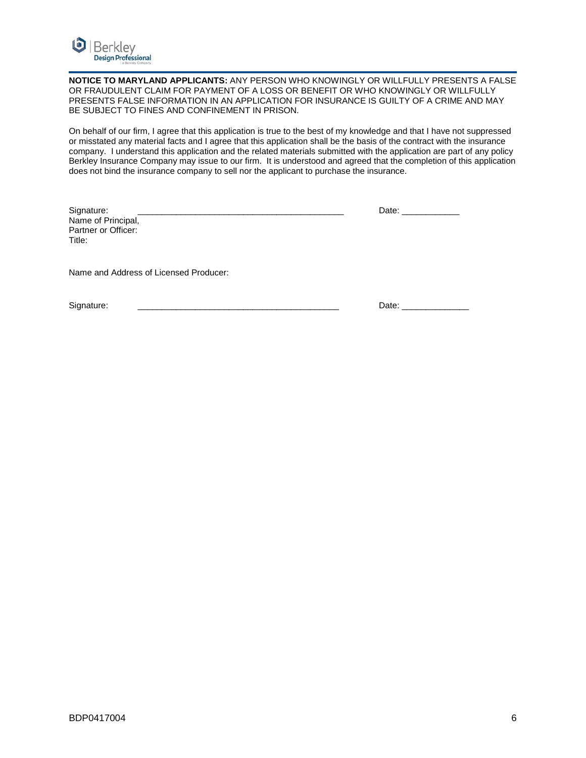**NOTICE TO MARYLAND APPLICANTS:** ANY PERSON WHO KNOWINGLY OR WILLFULLY PRESENTS A FALSE OR FRAUDULENT CLAIM FOR PAYMENT OF A LOSS OR BENEFIT OR WHO KNOWINGLY OR WILLFULLY PRESENTS FALSE INFORMATION IN AN APPLICATION FOR INSURANCE IS GUILTY OF A CRIME AND MAY BE SUBJECT TO FINES AND CONFINEMENT IN PRISON.

On behalf of our firm, I agree that this application is true to the best of my knowledge and that I have not suppressed or misstated any material facts and I agree that this application shall be the basis of the contract with the insurance company. I understand this application and the related materials submitted with the application are part of any policy Berkley Insurance Company may issue to our firm. It is understood and agreed that the completion of this application does not bind the insurance company to sell nor the applicant to purchase the insurance.

Signature: ____________________________________________ Date: ____________

Name of Principal,
Partner or Officer:

Title:

Name and Address of Licensed Producer:

Signature: ___________________________________________ Date: ______________